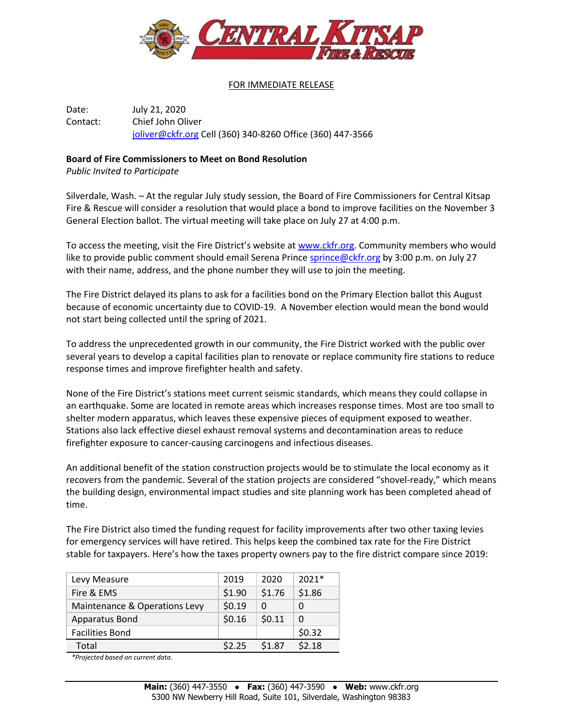FOR IMMEDIATE RELEASE

Date: July 21, 2020
Contact: Chief John Oliver
joliver@ckfr.org Cell (360) 340-8260 Office (360) 447-3566

**Board of Fire Commissioners to Meet on Bond Resolution**
*Public Invited to Participate*

Silverdale, Wash. – At the regular July study session, the Board of Fire Commissioners for Central Kitsap Fire & Rescue will consider a resolution that would place a bond to improve facilities on the November 3 General Election ballot. The virtual meeting will take place on July 27 at 4:00 p.m.

To access the meeting, visit the Fire District's website at www.ckfr.org. Community members who would like to provide public comment should email Serena Prince sprince@ckfr.org by 3:00 p.m. on July 27 with their name, address, and the phone number they will use to join the meeting.

The Fire District delayed its plans to ask for a facilities bond on the Primary Election ballot this August because of economic uncertainty due to COVID-19. A November election would mean the bond would not start being collected until the spring of 2021.

To address the unprecedented growth in our community, the Fire District worked with the public over several years to develop a capital facilities plan to renovate or replace community fire stations to reduce response times and improve firefighter health and safety.

None of the Fire District's stations meet current seismic standards, which means they could collapse in an earthquake. Some are located in remote areas which increases response times. Most are too small to shelter modern apparatus, which leaves these expensive pieces of equipment exposed to weather. Stations also lack effective diesel exhaust removal systems and decontamination areas to reduce firefighter exposure to cancer-causing carcinogens and infectious diseases.

An additional benefit of the station construction projects would be to stimulate the local economy as it recovers from the pandemic. Several of the station projects are considered "shovel-ready," which means the building design, environmental impact studies and site planning work has been completed ahead of time.

The Fire District also timed the funding request for facility improvements after two other taxing levies for emergency services will have retired. This helps keep the combined tax rate for the Fire District stable for taxpayers. Here's how the taxes property owners pay to the fire district compare since 2019:

| Levy Measure | 2019 | 2020 | 2021* |
|---|---|---|---|
| Fire & EMS | $1.90 | $1.76 | $1.86 |
| Maintenance & Operations Levy | $0.19 | 0 | 0 |
| Apparatus Bond | $0.16 | $0.11 | 0 |
| Facilities Bond | | | $0.32 |
| Total | $2.25 | $1.87 | $2.18 |

*\*Projected based on current data.*

**Main:** (360) 447-3550 • **Fax:** (360) 447-3590 • **Web:** www.ckfr.org
5300 NW Newberry Hill Road, Suite 101, Silverdale, Washington 98383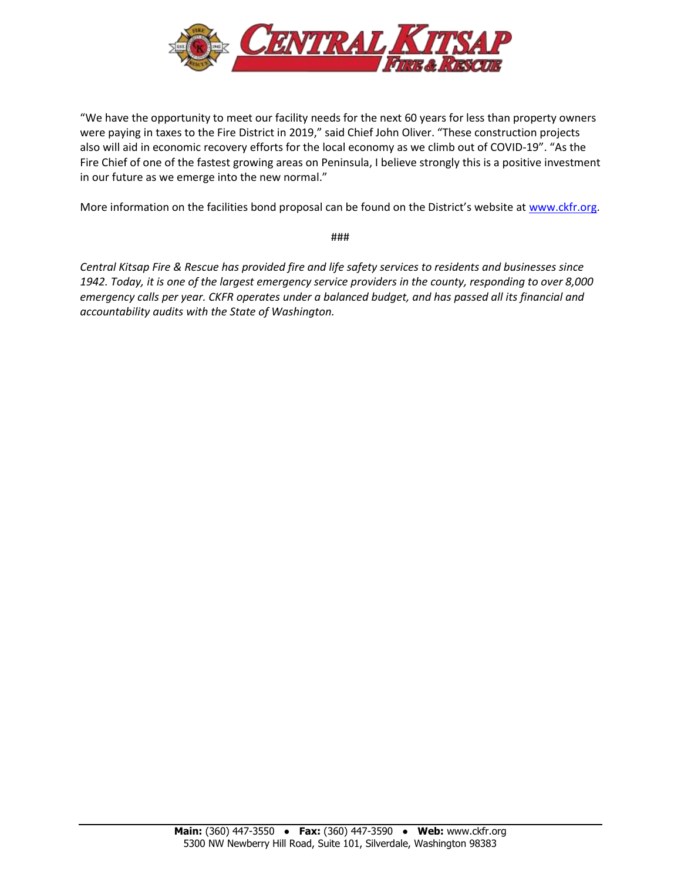"We have the opportunity to meet our facility needs for the next 60 years for less than property owners were paying in taxes to the Fire District in 2019," said Chief John Oliver. "These construction projects also will aid in economic recovery efforts for the local economy as we climb out of COVID-19". "As the Fire Chief of one of the fastest growing areas on Peninsula, I believe strongly this is a positive investment in our future as we emerge into the new normal."

More information on the facilities bond proposal can be found on the District's website at [www.ckfr.org](http://www.ckfr.org).

###

*Central Kitsap Fire & Rescue has provided fire and life safety services to residents and businesses since 1942. Today, it is one of the largest emergency service providers in the county, responding to over 8,000 emergency calls per year. CKFR operates under a balanced budget, and has passed all its financial and accountability audits with the State of Washington.*